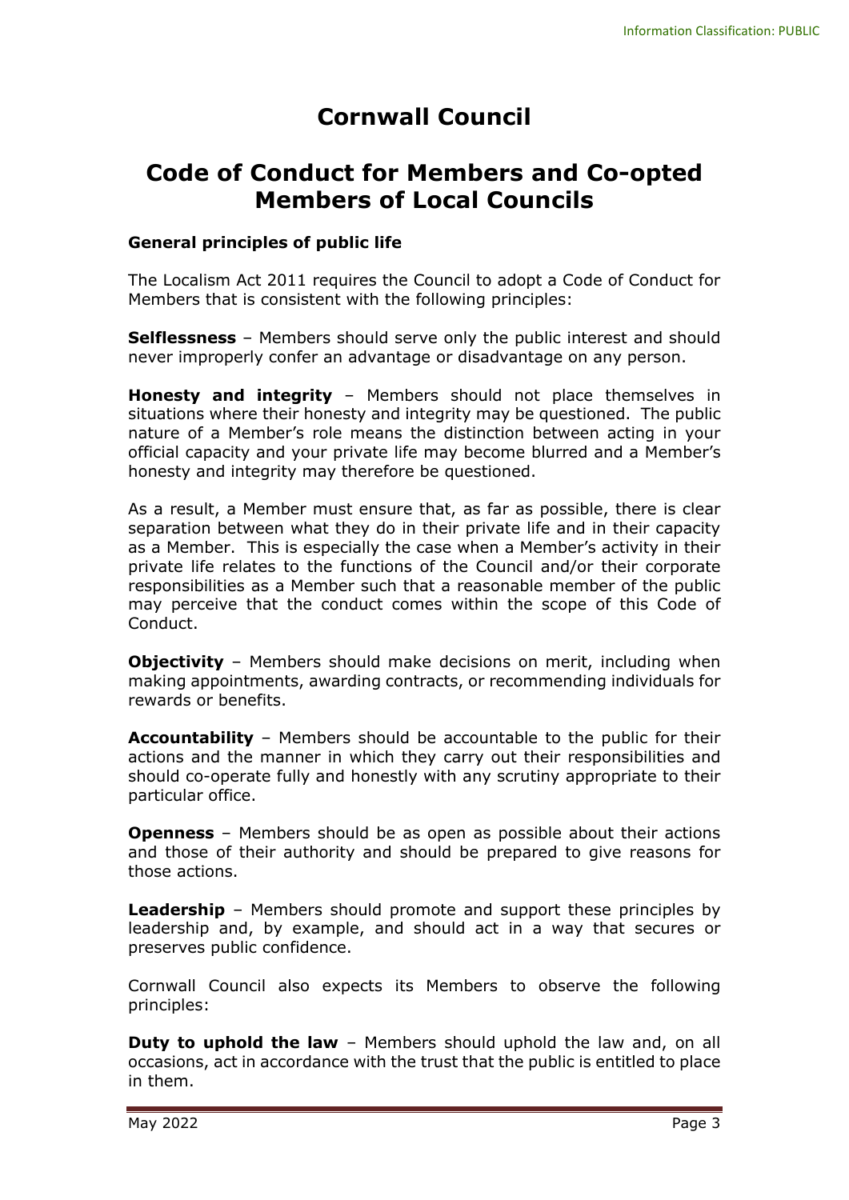# Cornwall Council

## Code of Conduct for Members and Co-opted Members of Local Councils

**General principles of public life**

The Localism Act 2011 requires the Council to adopt a Code of Conduct for Members that is consistent with the following principles:

**Selflessness** – Members should serve only the public interest and should never improperly confer an advantage or disadvantage on any person.

**Honesty and integrity** – Members should not place themselves in situations where their honesty and integrity may be questioned. The public nature of a Member's role means the distinction between acting in your official capacity and your private life may become blurred and a Member's honesty and integrity may therefore be questioned.

As a result, a Member must ensure that, as far as possible, there is clear separation between what they do in their private life and in their capacity as a Member. This is especially the case when a Member's activity in their private life relates to the functions of the Council and/or their corporate responsibilities as a Member such that a reasonable member of the public may perceive that the conduct comes within the scope of this Code of Conduct.

**Objectivity** – Members should make decisions on merit, including when making appointments, awarding contracts, or recommending individuals for rewards or benefits.

**Accountability** – Members should be accountable to the public for their actions and the manner in which they carry out their responsibilities and should co-operate fully and honestly with any scrutiny appropriate to their particular office.

**Openness** – Members should be as open as possible about their actions and those of their authority and should be prepared to give reasons for those actions.

**Leadership** – Members should promote and support these principles by leadership and, by example, and should act in a way that secures or preserves public confidence.

Cornwall Council also expects its Members to observe the following principles:

**Duty to uphold the law** – Members should uphold the law and, on all occasions, act in accordance with the trust that the public is entitled to place in them.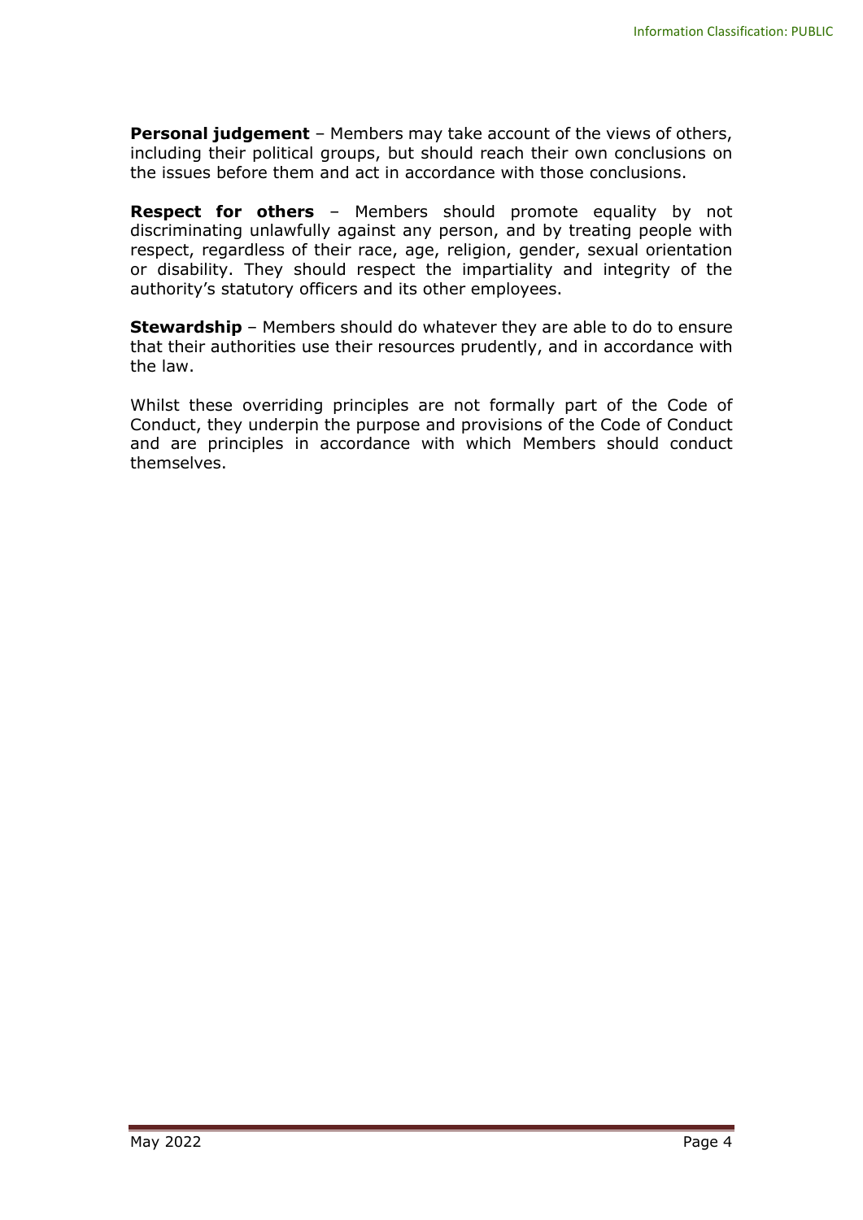**Personal judgement** – Members may take account of the views of others, including their political groups, but should reach their own conclusions on the issues before them and act in accordance with those conclusions.

**Respect for others** – Members should promote equality by not discriminating unlawfully against any person, and by treating people with respect, regardless of their race, age, religion, gender, sexual orientation or disability. They should respect the impartiality and integrity of the authority's statutory officers and its other employees.

**Stewardship** – Members should do whatever they are able to do to ensure that their authorities use their resources prudently, and in accordance with the law.

Whilst these overriding principles are not formally part of the Code of Conduct, they underpin the purpose and provisions of the Code of Conduct and are principles in accordance with which Members should conduct themselves.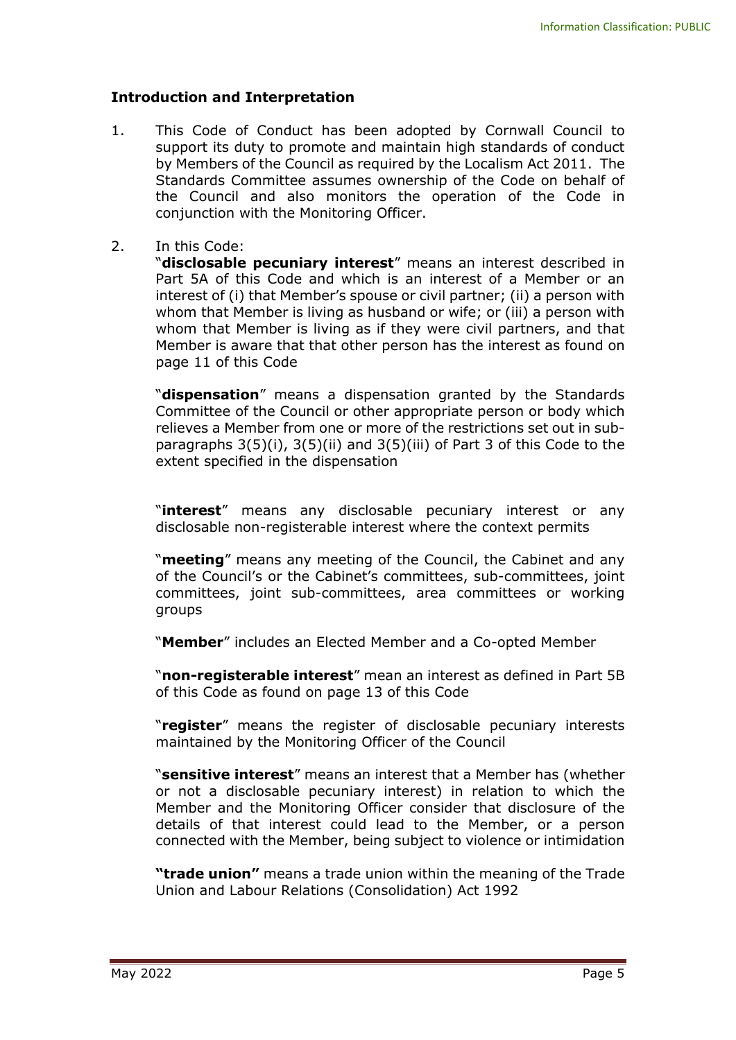## Introduction and Interpretation

1. This Code of Conduct has been adopted by Cornwall Council to support its duty to promote and maintain high standards of conduct by Members of the Council as required by the Localism Act 2011. The Standards Committee assumes ownership of the Code on behalf of the Council and also monitors the operation of the Code in conjunction with the Monitoring Officer.

2. In this Code:

   "**disclosable pecuniary interest**" means an interest described in Part 5A of this Code and which is an interest of a Member or an interest of (i) that Member's spouse or civil partner; (ii) a person with whom that Member is living as husband or wife; or (iii) a person with whom that Member is living as if they were civil partners, and that Member is aware that that other person has the interest as found on page 11 of this Code

   "**dispensation**" means a dispensation granted by the Standards Committee of the Council or other appropriate person or body which relieves a Member from one or more of the restrictions set out in sub-paragraphs 3(5)(i), 3(5)(ii) and 3(5)(iii) of Part 3 of this Code to the extent specified in the dispensation

   "**interest**" means any disclosable pecuniary interest or any disclosable non-registerable interest where the context permits

   "**meeting**" means any meeting of the Council, the Cabinet and any of the Council's or the Cabinet's committees, sub-committees, joint committees, joint sub-committees, area committees or working groups

   "**Member**" includes an Elected Member and a Co-opted Member

   "**non-registerable interest**" mean an interest as defined in Part 5B of this Code as found on page 13 of this Code

   "**register**" means the register of disclosable pecuniary interests maintained by the Monitoring Officer of the Council

   "**sensitive interest**" means an interest that a Member has (whether or not a disclosable pecuniary interest) in relation to which the Member and the Monitoring Officer consider that disclosure of the details of that interest could lead to the Member, or a person connected with the Member, being subject to violence or intimidation

   **"trade union"** means a trade union within the meaning of the Trade Union and Labour Relations (Consolidation) Act 1992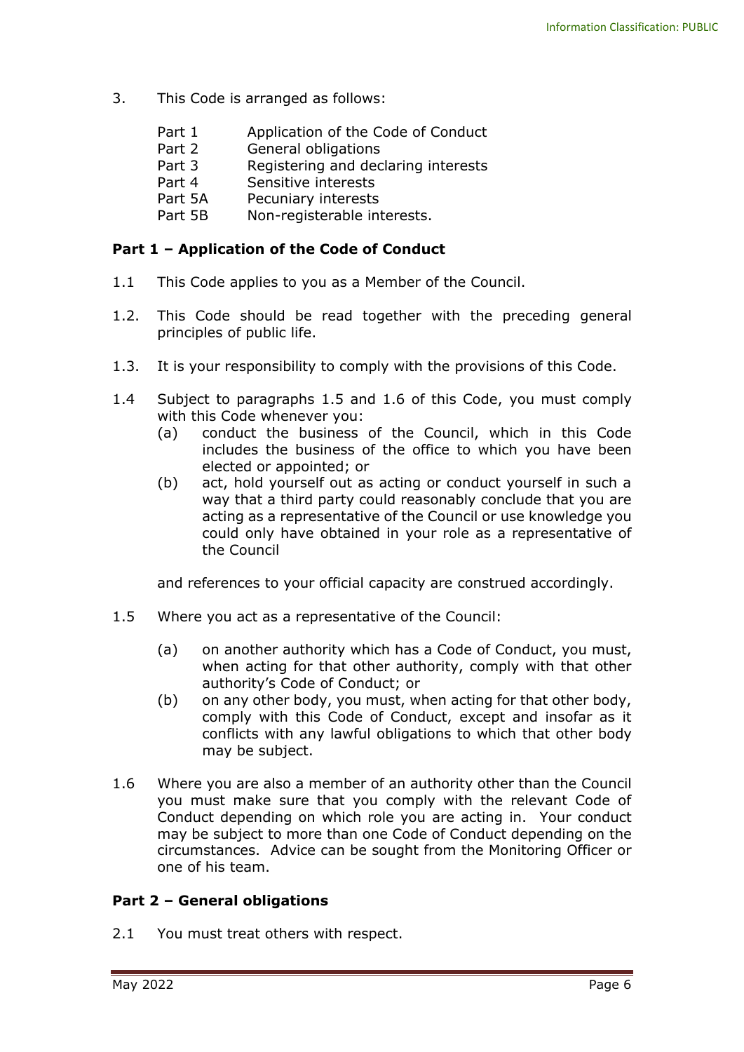3. This Code is arranged as follows:

| | |
|---|---|
| Part 1 | Application of the Code of Conduct |
| Part 2 | General obligations |
| Part 3 | Registering and declaring interests |
| Part 4 | Sensitive interests |
| Part 5A | Pecuniary interests |
| Part 5B | Non-registerable interests. |

**Part 1 – Application of the Code of Conduct**

1.1 This Code applies to you as a Member of the Council.

1.2. This Code should be read together with the preceding general principles of public life.

1.3. It is your responsibility to comply with the provisions of this Code.

1.4 Subject to paragraphs 1.5 and 1.6 of this Code, you must comply with this Code whenever you:

(a) conduct the business of the Council, which in this Code includes the business of the office to which you have been elected or appointed; or

(b) act, hold yourself out as acting or conduct yourself in such a way that a third party could reasonably conclude that you are acting as a representative of the Council or use knowledge you could only have obtained in your role as a representative of the Council

and references to your official capacity are construed accordingly.

1.5 Where you act as a representative of the Council:

(a) on another authority which has a Code of Conduct, you must, when acting for that other authority, comply with that other authority's Code of Conduct; or

(b) on any other body, you must, when acting for that other body, comply with this Code of Conduct, except and insofar as it conflicts with any lawful obligations to which that other body may be subject.

1.6 Where you are also a member of an authority other than the Council you must make sure that you comply with the relevant Code of Conduct depending on which role you are acting in. Your conduct may be subject to more than one Code of Conduct depending on the circumstances. Advice can be sought from the Monitoring Officer or one of his team.

**Part 2 – General obligations**

2.1 You must treat others with respect.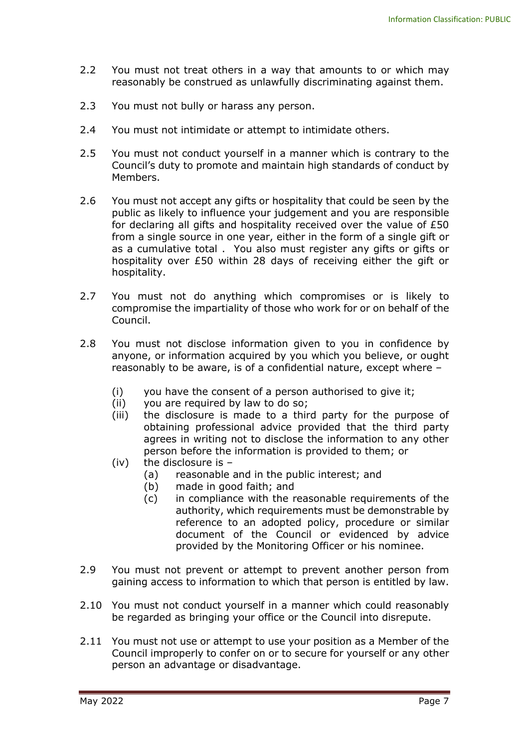2.2 You must not treat others in a way that amounts to or which may reasonably be construed as unlawfully discriminating against them.

2.3 You must not bully or harass any person.

2.4 You must not intimidate or attempt to intimidate others.

2.5 You must not conduct yourself in a manner which is contrary to the Council's duty to promote and maintain high standards of conduct by Members.

2.6 You must not accept any gifts or hospitality that could be seen by the public as likely to influence your judgement and you are responsible for declaring all gifts and hospitality received over the value of £50 from a single source in one year, either in the form of a single gift or as a cumulative total . You also must register any gifts or gifts or hospitality over £50 within 28 days of receiving either the gift or hospitality.

2.7 You must not do anything which compromises or is likely to compromise the impartiality of those who work for or on behalf of the Council.

2.8 You must not disclose information given to you in confidence by anyone, or information acquired by you which you believe, or ought reasonably to be aware, is of a confidential nature, except where –

- (i) you have the consent of a person authorised to give it;
- (ii) you are required by law to do so;
- (iii) the disclosure is made to a third party for the purpose of obtaining professional advice provided that the third party agrees in writing not to disclose the information to any other person before the information is provided to them; or
- (iv) the disclosure is –
  - (a) reasonable and in the public interest; and
  - (b) made in good faith; and
  - (c) in compliance with the reasonable requirements of the authority, which requirements must be demonstrable by reference to an adopted policy, procedure or similar document of the Council or evidenced by advice provided by the Monitoring Officer or his nominee.

2.9 You must not prevent or attempt to prevent another person from gaining access to information to which that person is entitled by law.

2.10 You must not conduct yourself in a manner which could reasonably be regarded as bringing your office or the Council into disrepute.

2.11 You must not use or attempt to use your position as a Member of the Council improperly to confer on or to secure for yourself or any other person an advantage or disadvantage.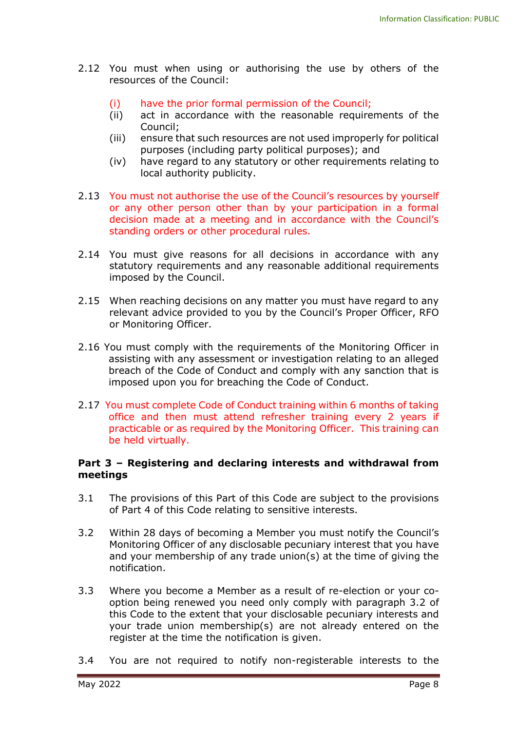2.12 You must when using or authorising the use by others of the resources of the Council:

(i) have the prior formal permission of the Council;
(ii) act in accordance with the reasonable requirements of the Council;
(iii) ensure that such resources are not used improperly for political purposes (including party political purposes); and
(iv) have regard to any statutory or other requirements relating to local authority publicity.

2.13 You must not authorise the use of the Council's resources by yourself or any other person other than by your participation in a formal decision made at a meeting and in accordance with the Council's standing orders or other procedural rules.

2.14 You must give reasons for all decisions in accordance with any statutory requirements and any reasonable additional requirements imposed by the Council.

2.15 When reaching decisions on any matter you must have regard to any relevant advice provided to you by the Council's Proper Officer, RFO or Monitoring Officer.

2.16 You must comply with the requirements of the Monitoring Officer in assisting with any assessment or investigation relating to an alleged breach of the Code of Conduct and comply with any sanction that is imposed upon you for breaching the Code of Conduct.

2.17 You must complete Code of Conduct training within 6 months of taking office and then must attend refresher training every 2 years if practicable or as required by the Monitoring Officer. This training can be held virtually.

**Part 3 – Registering and declaring interests and withdrawal from meetings**

3.1 The provisions of this Part of this Code are subject to the provisions of Part 4 of this Code relating to sensitive interests.

3.2 Within 28 days of becoming a Member you must notify the Council's Monitoring Officer of any disclosable pecuniary interest that you have and your membership of any trade union(s) at the time of giving the notification.

3.3 Where you become a Member as a result of re-election or your co-option being renewed you need only comply with paragraph 3.2 of this Code to the extent that your disclosable pecuniary interests and your trade union membership(s) are not already entered on the register at the time the notification is given.

3.4 You are not required to notify non-registerable interests to the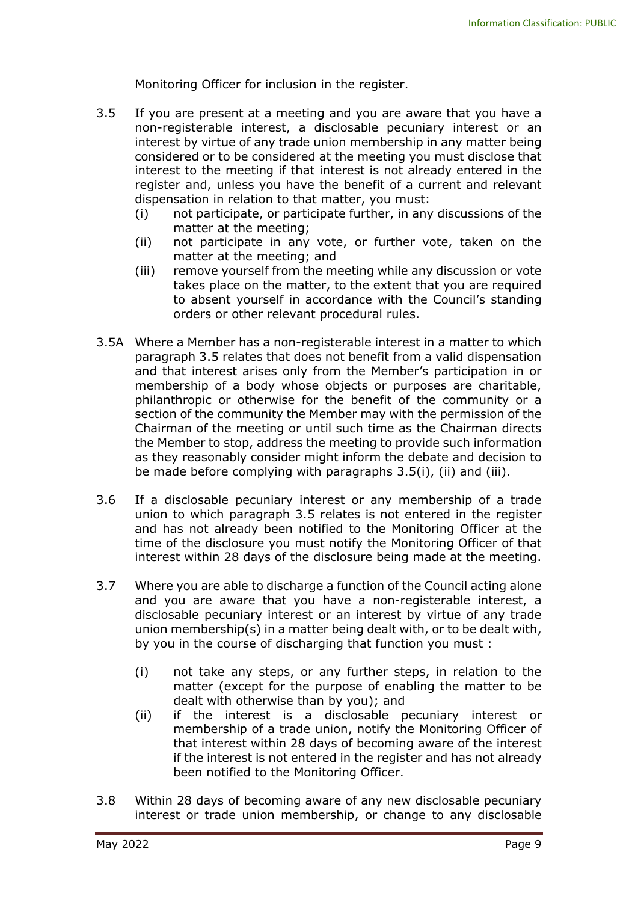Monitoring Officer for inclusion in the register.

3.5 If you are present at a meeting and you are aware that you have a non-registerable interest, a disclosable pecuniary interest or an interest by virtue of any trade union membership in any matter being considered or to be considered at the meeting you must disclose that interest to the meeting if that interest is not already entered in the register and, unless you have the benefit of a current and relevant dispensation in relation to that matter, you must:

   (i) not participate, or participate further, in any discussions of the matter at the meeting;
   (ii) not participate in any vote, or further vote, taken on the matter at the meeting; and
   (iii) remove yourself from the meeting while any discussion or vote takes place on the matter, to the extent that you are required to absent yourself in accordance with the Council's standing orders or other relevant procedural rules.

3.5A Where a Member has a non-registerable interest in a matter to which paragraph 3.5 relates that does not benefit from a valid dispensation and that interest arises only from the Member's participation in or membership of a body whose objects or purposes are charitable, philanthropic or otherwise for the benefit of the community or a section of the community the Member may with the permission of the Chairman of the meeting or until such time as the Chairman directs the Member to stop, address the meeting to provide such information as they reasonably consider might inform the debate and decision to be made before complying with paragraphs 3.5(i), (ii) and (iii).

3.6 If a disclosable pecuniary interest or any membership of a trade union to which paragraph 3.5 relates is not entered in the register and has not already been notified to the Monitoring Officer at the time of the disclosure you must notify the Monitoring Officer of that interest within 28 days of the disclosure being made at the meeting.

3.7 Where you are able to discharge a function of the Council acting alone and you are aware that you have a non-registerable interest, a disclosable pecuniary interest or an interest by virtue of any trade union membership(s) in a matter being dealt with, or to be dealt with, by you in the course of discharging that function you must :

   (i) not take any steps, or any further steps, in relation to the matter (except for the purpose of enabling the matter to be dealt with otherwise than by you); and
   (ii) if the interest is a disclosable pecuniary interest or membership of a trade union, notify the Monitoring Officer of that interest within 28 days of becoming aware of the interest if the interest is not entered in the register and has not already been notified to the Monitoring Officer.

3.8 Within 28 days of becoming aware of any new disclosable pecuniary interest or trade union membership, or change to any disclosable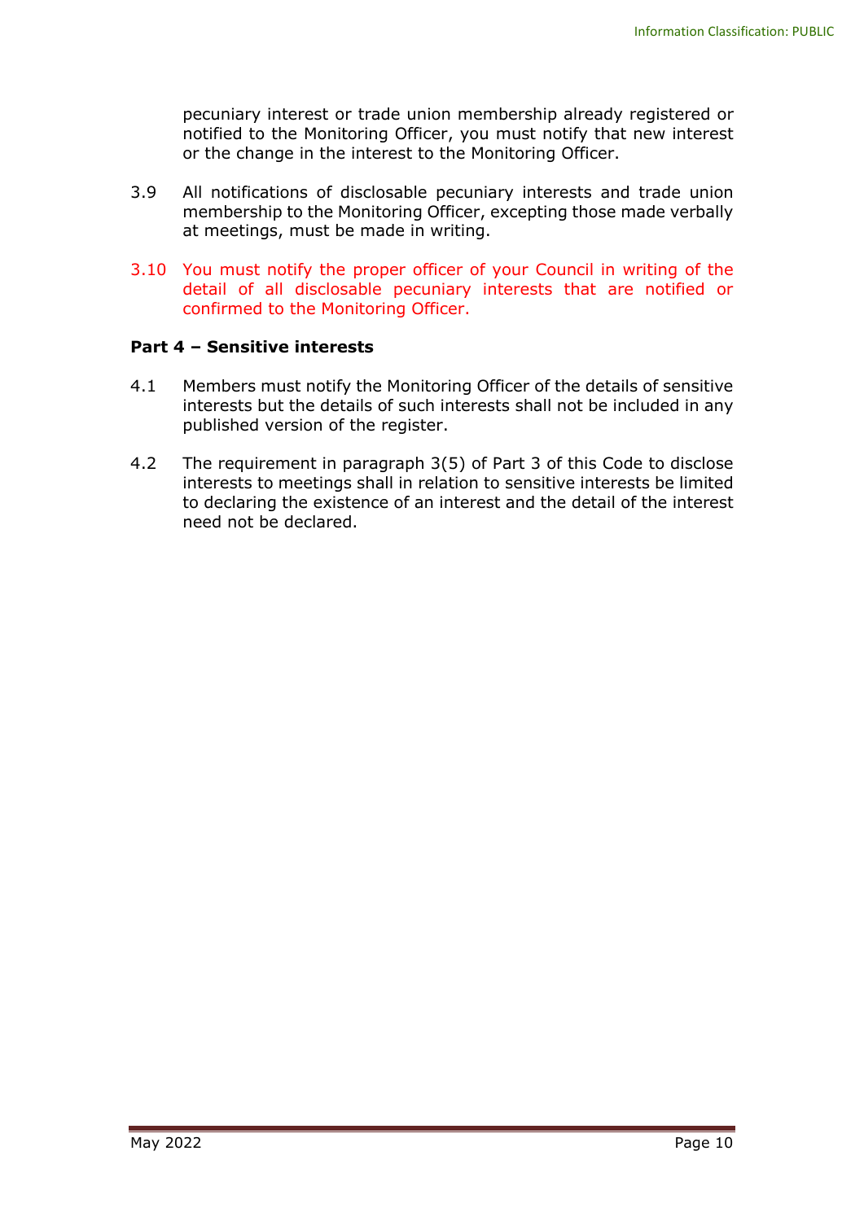pecuniary interest or trade union membership already registered or notified to the Monitoring Officer, you must notify that new interest or the change in the interest to the Monitoring Officer.

3.9 All notifications of disclosable pecuniary interests and trade union membership to the Monitoring Officer, excepting those made verbally at meetings, must be made in writing.

3.10 You must notify the proper officer of your Council in writing of the detail of all disclosable pecuniary interests that are notified or confirmed to the Monitoring Officer.

**Part 4 – Sensitive interests**

4.1 Members must notify the Monitoring Officer of the details of sensitive interests but the details of such interests shall not be included in any published version of the register.

4.2 The requirement in paragraph 3(5) of Part 3 of this Code to disclose interests to meetings shall in relation to sensitive interests be limited to declaring the existence of an interest and the detail of the interest need not be declared.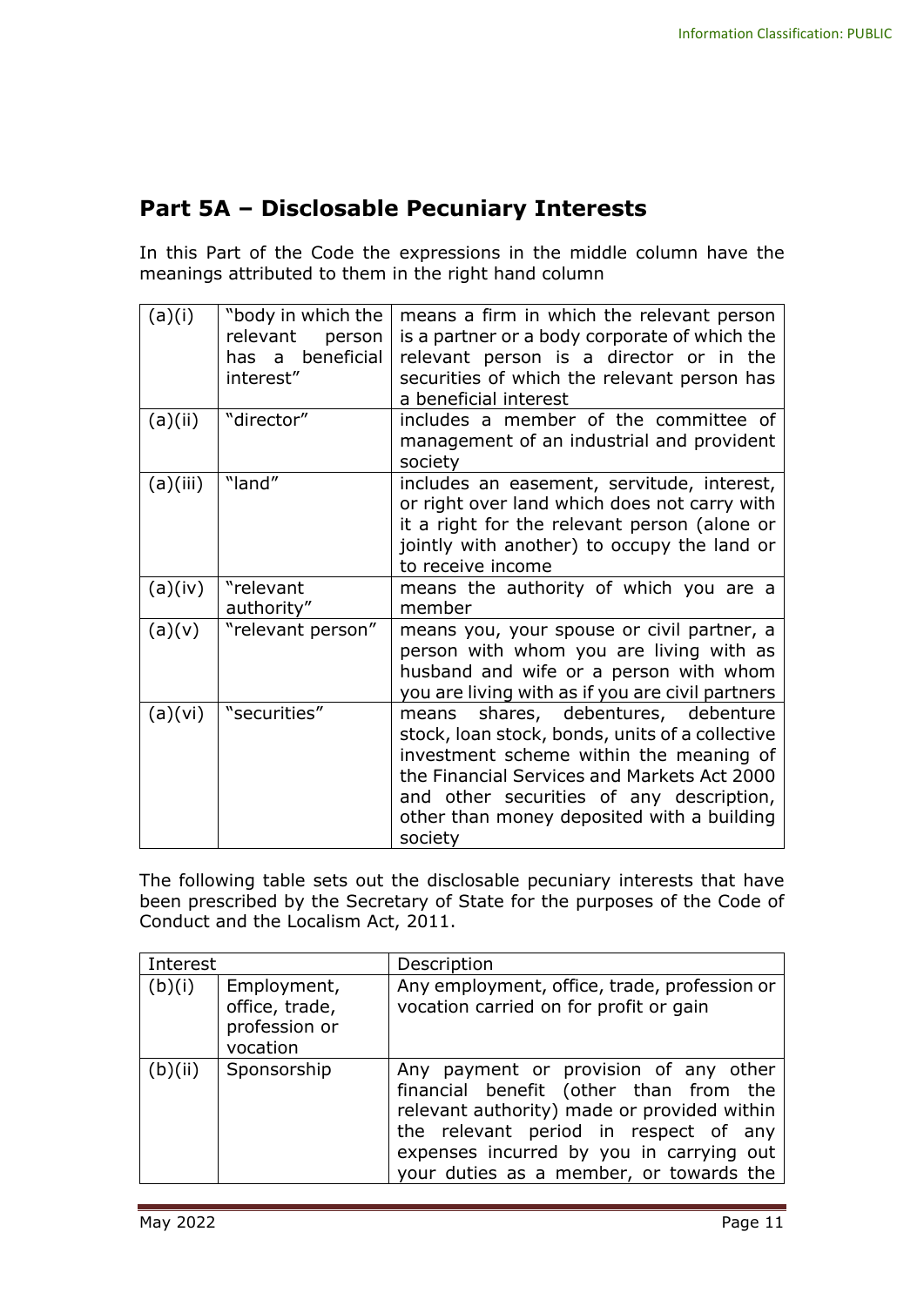## Part 5A – Disclosable Pecuniary Interests

In this Part of the Code the expressions in the middle column have the meanings attributed to them in the right hand column

| | | |
|---|---|---|
| (a)(i) | "body in which the relevant person has a beneficial interest" | means a firm in which the relevant person is a partner or a body corporate of which the relevant person is a director or in the securities of which the relevant person has a beneficial interest |
| (a)(ii) | "director" | includes a member of the committee of management of an industrial and provident society |
| (a)(iii) | "land" | includes an easement, servitude, interest, or right over land which does not carry with it a right for the relevant person (alone or jointly with another) to occupy the land or to receive income |
| (a)(iv) | "relevant authority" | means the authority of which you are a member |
| (a)(v) | "relevant person" | means you, your spouse or civil partner, a person with whom you are living with as husband and wife or a person with whom you are living with as if you are civil partners |
| (a)(vi) | "securities" | means shares, debentures, debenture stock, loan stock, bonds, units of a collective investment scheme within the meaning of the Financial Services and Markets Act 2000 and other securities of any description, other than money deposited with a building society |

The following table sets out the disclosable pecuniary interests that have been prescribed by the Secretary of State for the purposes of the Code of Conduct and the Localism Act, 2011.

| Interest | | Description |
|---|---|---|
| (b)(i) | Employment, office, trade, profession or vocation | Any employment, office, trade, profession or vocation carried on for profit or gain |
| (b)(ii) | Sponsorship | Any payment or provision of any other financial benefit (other than from the relevant authority) made or provided within the relevant period in respect of any expenses incurred by you in carrying out your duties as a member, or towards the |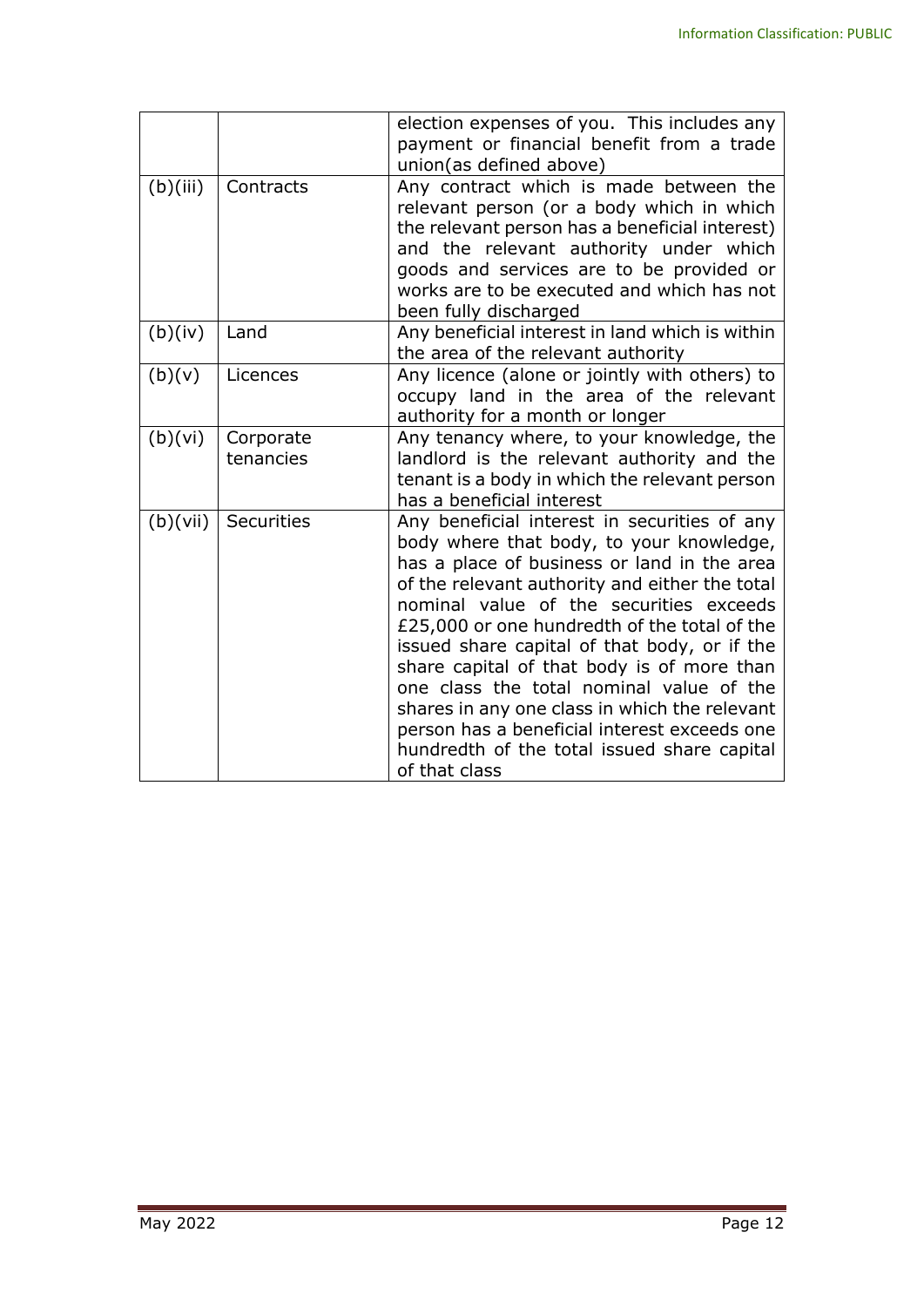| | | |
|---|---|---|
| | | election expenses of you. This includes any payment or financial benefit from a trade union(as defined above) |
| (b)(iii) | Contracts | Any contract which is made between the relevant person (or a body which in which the relevant person has a beneficial interest) and the relevant authority under which goods and services are to be provided or works are to be executed and which has not been fully discharged |
| (b)(iv) | Land | Any beneficial interest in land which is within the area of the relevant authority |
| (b)(v) | Licences | Any licence (alone or jointly with others) to occupy land in the area of the relevant authority for a month or longer |
| (b)(vi) | Corporate tenancies | Any tenancy where, to your knowledge, the landlord is the relevant authority and the tenant is a body in which the relevant person has a beneficial interest |
| (b)(vii) | Securities | Any beneficial interest in securities of any body where that body, to your knowledge, has a place of business or land in the area of the relevant authority and either the total nominal value of the securities exceeds £25,000 or one hundredth of the total of the issued share capital of that body, or if the share capital of that body is of more than one class the total nominal value of the shares in any one class in which the relevant person has a beneficial interest exceeds one hundredth of the total issued share capital of that class |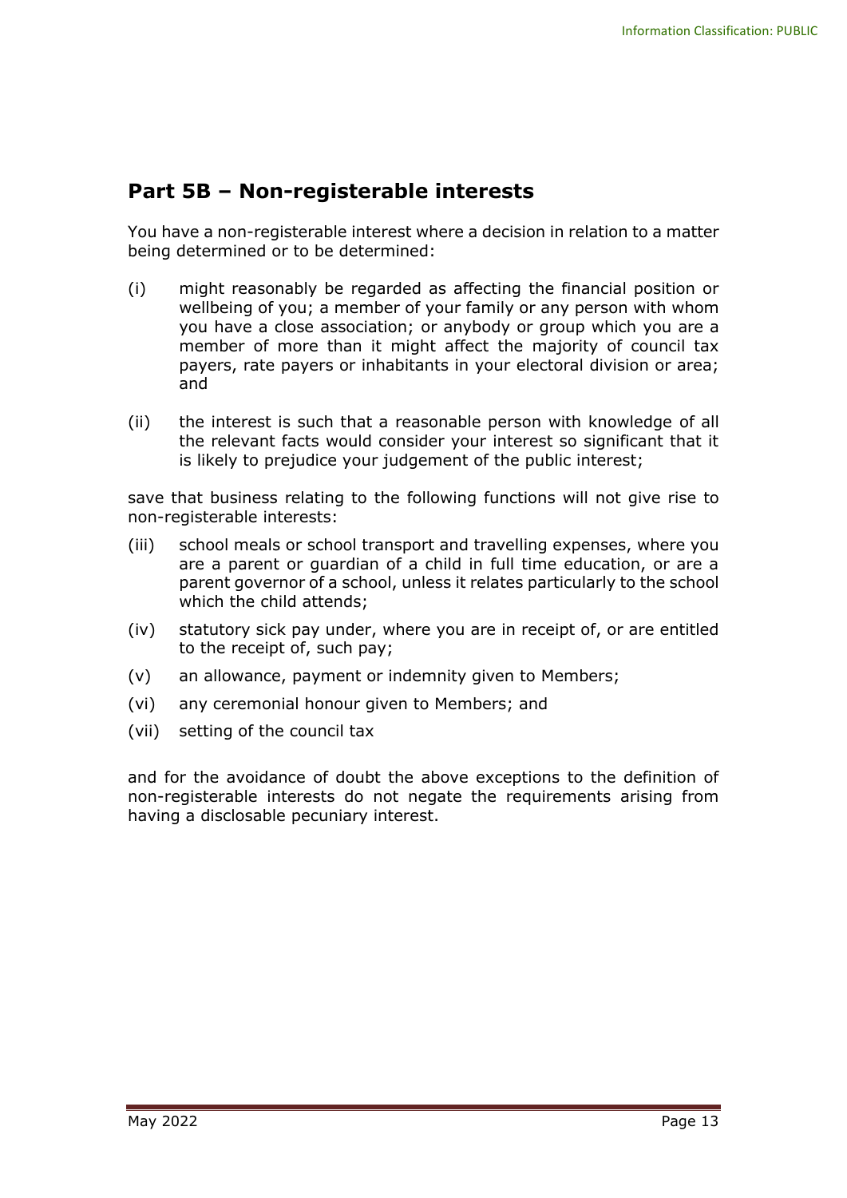## Part 5B – Non-registerable interests

You have a non-registerable interest where a decision in relation to a matter being determined or to be determined:

(i) might reasonably be regarded as affecting the financial position or wellbeing of you; a member of your family or any person with whom you have a close association; or anybody or group which you are a member of more than it might affect the majority of council tax payers, rate payers or inhabitants in your electoral division or area; and

(ii) the interest is such that a reasonable person with knowledge of all the relevant facts would consider your interest so significant that it is likely to prejudice your judgement of the public interest;

save that business relating to the following functions will not give rise to non-registerable interests:

(iii) school meals or school transport and travelling expenses, where you are a parent or guardian of a child in full time education, or are a parent governor of a school, unless it relates particularly to the school which the child attends;

(iv) statutory sick pay under, where you are in receipt of, or are entitled to the receipt of, such pay;

(v) an allowance, payment or indemnity given to Members;

(vi) any ceremonial honour given to Members; and

(vii) setting of the council tax

and for the avoidance of doubt the above exceptions to the definition of non-registerable interests do not negate the requirements arising from having a disclosable pecuniary interest.